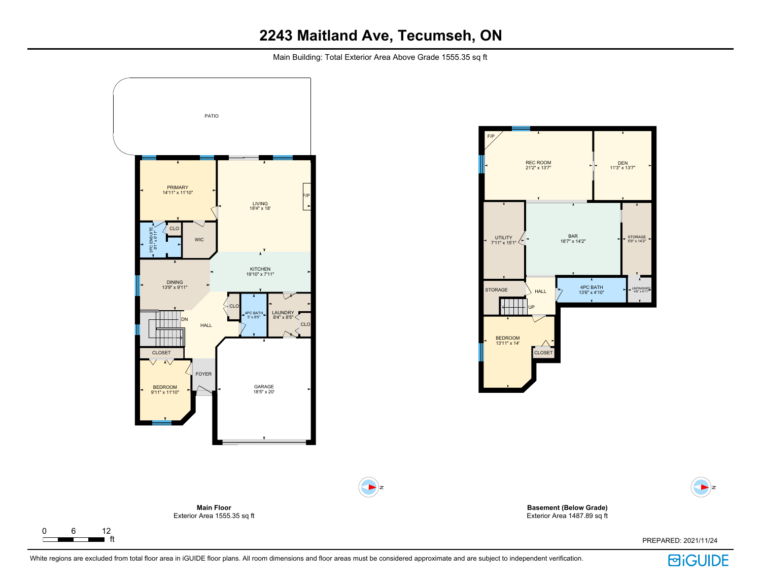# 2243 Maitland Ave, Tecumseh, ON

Main Building: Total Exterior Area Above Grade 1555.35 sq ft

PATIO

PRIMARY
14'11" x 11'10"

LIVING
18'4" x 18'

F/P

3PC ENSUITE
8'1" x 6'11"

CLO

WIC

KITCHEN
19'10" x 7'11"

DINING
13'9" x 9'11"

DN

CLO

4PC BATH
5' x 8'5"

LAUNDRY
8'4" x 8'5"

CLO

HALL

CLOSET

FOYER

BEDROOM
9'11" x 11'10"

GARAGE
18'5" x 20'

F/P

REC ROOM
21'2" x 13'7"

DEN
11'3" x 13'7"

UTILITY
7'11" x 15'1"

BAR
18'7" x 14'2"

STORAGE
5'9" x 14'2"

STORAGE

HALL

4PC BATH
13'6" x 4'10"

UNFINISHED
4'8" x 4'11"

UP

BEDROOM
13'11" x 14'

CLOSET

N

N

**Main Floor**
Exterior Area 1555.35 sq ft

**Basement (Below Grade)**
Exterior Area 1487.89 sq ft

0 6 12 ft

PREPARED: 2021/11/24

White regions are excluded from total floor area in iGUIDE floor plans. All room dimensions and floor areas must be considered approximate and are subject to independent verification.

iGUIDE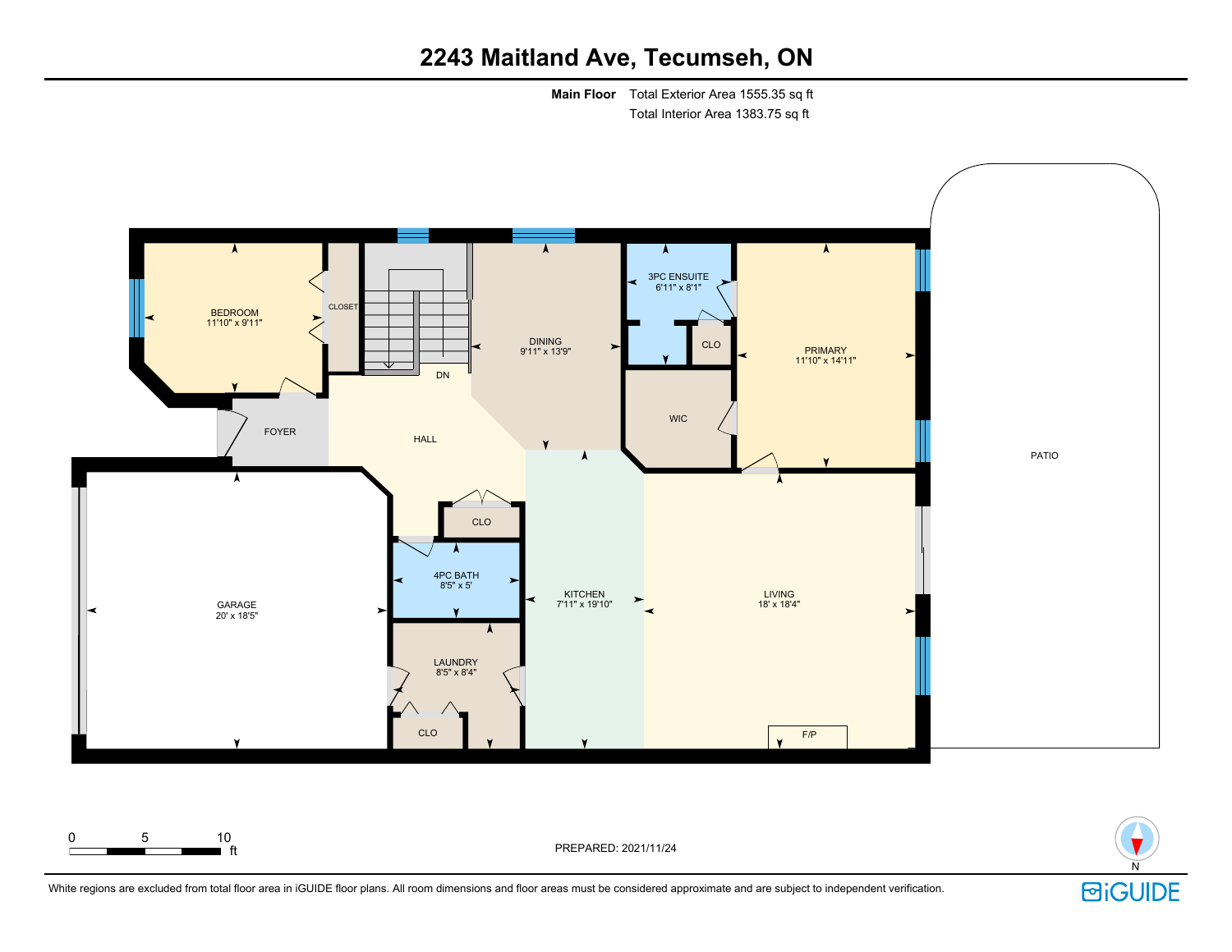# 2243 Maitland Ave, Tecumseh, ON

**Main Floor** Total Exterior Area 1555.35 sq ft
Total Interior Area 1383.75 sq ft

BEDROOM
11'10" x 9'11"

CLOSET

DN

DINING
9'11" x 13'9"

3PC ENSUITE
6'11" x 8'1"

CLO

PRIMARY
11'10" x 14'11"

WIC

FOYER

HALL

PATIO

CLO

GARAGE
20' x 18'5"

4PC BATH
8'5" x 5'

KITCHEN
7'11" x 19'10"

LIVING
18' x 18'4"

LAUNDRY
8'5" x 8'4"

CLO

F/P

0 5 10 ft

PREPARED: 2021/11/24

N

White regions are excluded from total floor area in iGUIDE floor plans. All room dimensions and floor areas must be considered approximate and are subject to independent verification.

iGUIDE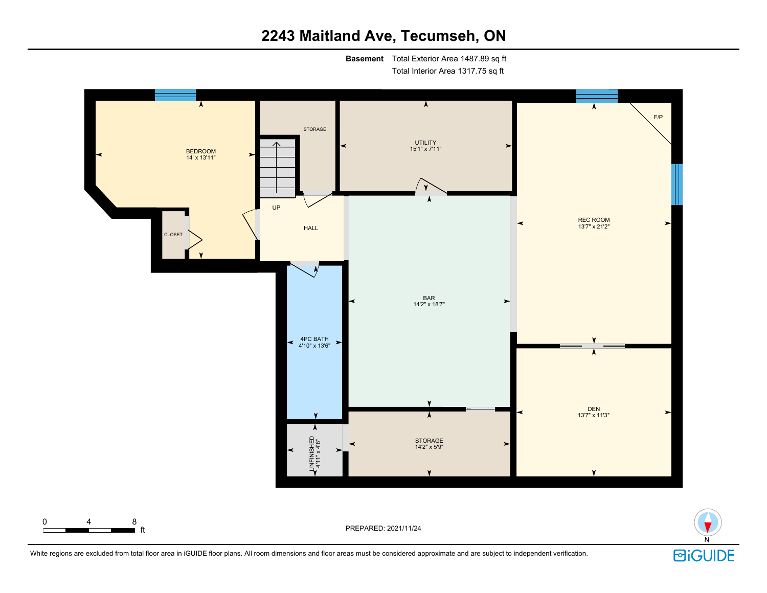# 2243 Maitland Ave, Tecumseh, ON

**Basement** Total Exterior Area 1487.89 sq ft
Total Interior Area 1317.75 sq ft

BEDROOM
14' x 13'11"

STORAGE

UTILITY
15'1" x 7'11"

F/P

REC ROOM
13'7" x 21'2"

UP

HALL

CLOSET

BAR
14'2" x 18'7"

4PC BATH
4'10" x 13'6"

DEN
13'7" x 11'3"

UNFINISHED
4'11" x 4'8"

STORAGE
14'2" x 5'9"

0 4 8 ft

PREPARED: 2021/11/24

N

White regions are excluded from total floor area in iGUIDE floor plans. All room dimensions and floor areas must be considered approximate and are subject to independent verification.

iGUIDE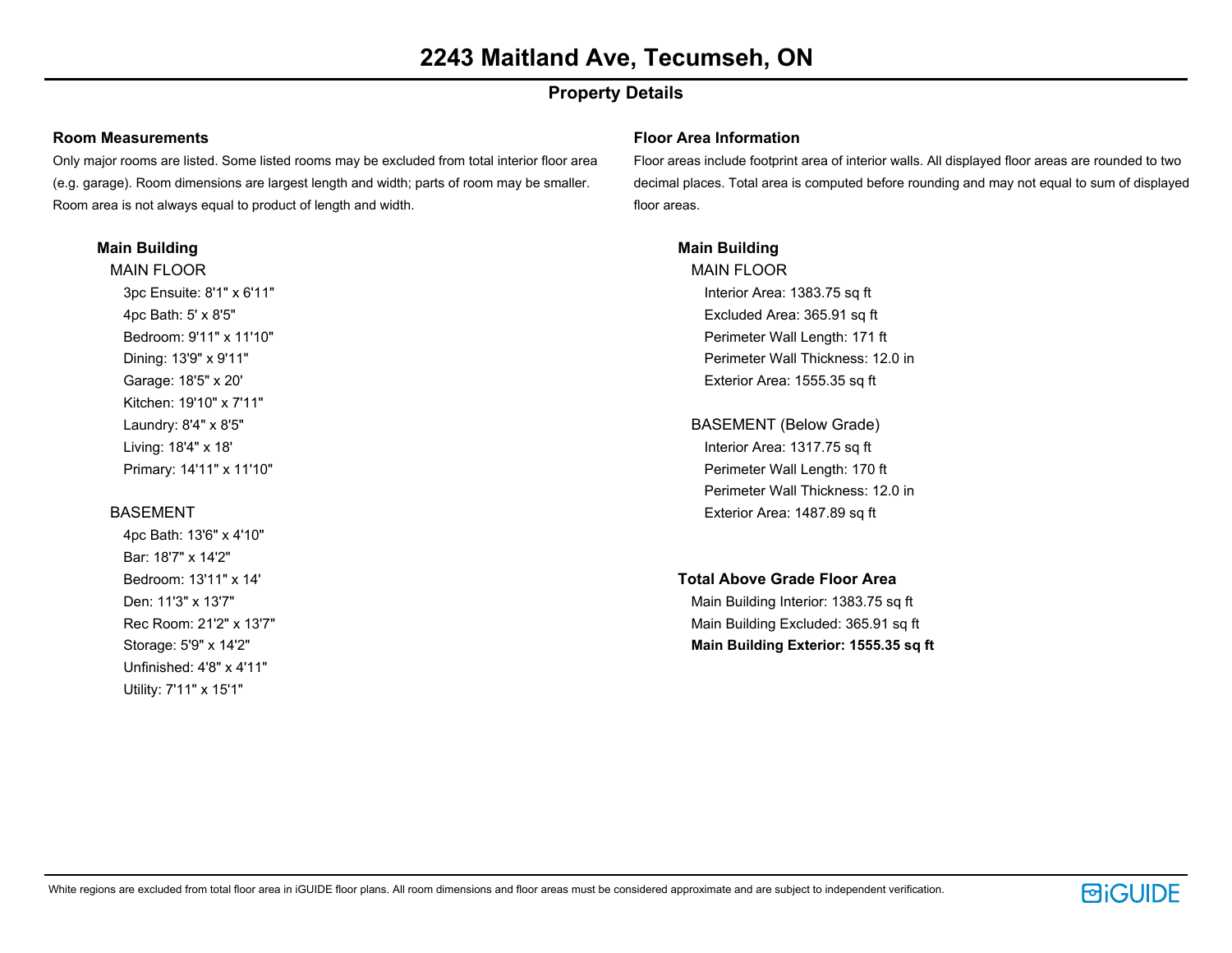# 2243 Maitland Ave, Tecumseh, ON

## Property Details

### Room Measurements

Only major rooms are listed. Some listed rooms may be excluded from total interior floor area (e.g. garage). Room dimensions are largest length and width; parts of room may be smaller. Room area is not always equal to product of length and width.

**Main Building**

MAIN FLOOR

- 3pc Ensuite: 8'1" x 6'11"
- 4pc Bath: 5' x 8'5"
- Bedroom: 9'11" x 11'10"
- Dining: 13'9" x 9'11"
- Garage: 18'5" x 20'
- Kitchen: 19'10" x 7'11"
- Laundry: 8'4" x 8'5"
- Living: 18'4" x 18'
- Primary: 14'11" x 11'10"

BASEMENT

- 4pc Bath: 13'6" x 4'10"
- Bar: 18'7" x 14'2"
- Bedroom: 13'11" x 14'
- Den: 11'3" x 13'7"
- Rec Room: 21'2" x 13'7"
- Storage: 5'9" x 14'2"
- Unfinished: 4'8" x 4'11"
- Utility: 7'11" x 15'1"

### Floor Area Information

Floor areas include footprint area of interior walls. All displayed floor areas are rounded to two decimal places. Total area is computed before rounding and may not equal to sum of displayed floor areas.

**Main Building**

MAIN FLOOR

- Interior Area: 1383.75 sq ft
- Excluded Area: 365.91 sq ft
- Perimeter Wall Length: 171 ft
- Perimeter Wall Thickness: 12.0 in
- Exterior Area: 1555.35 sq ft

BASEMENT (Below Grade)

- Interior Area: 1317.75 sq ft
- Perimeter Wall Length: 170 ft
- Perimeter Wall Thickness: 12.0 in
- Exterior Area: 1487.89 sq ft

**Total Above Grade Floor Area**

- Main Building Interior: 1383.75 sq ft
- Main Building Excluded: 365.91 sq ft
- **Main Building Exterior: 1555.35 sq ft**

White regions are excluded from total floor area in iGUIDE floor plans. All room dimensions and floor areas must be considered approximate and are subject to independent verification.

iGUIDE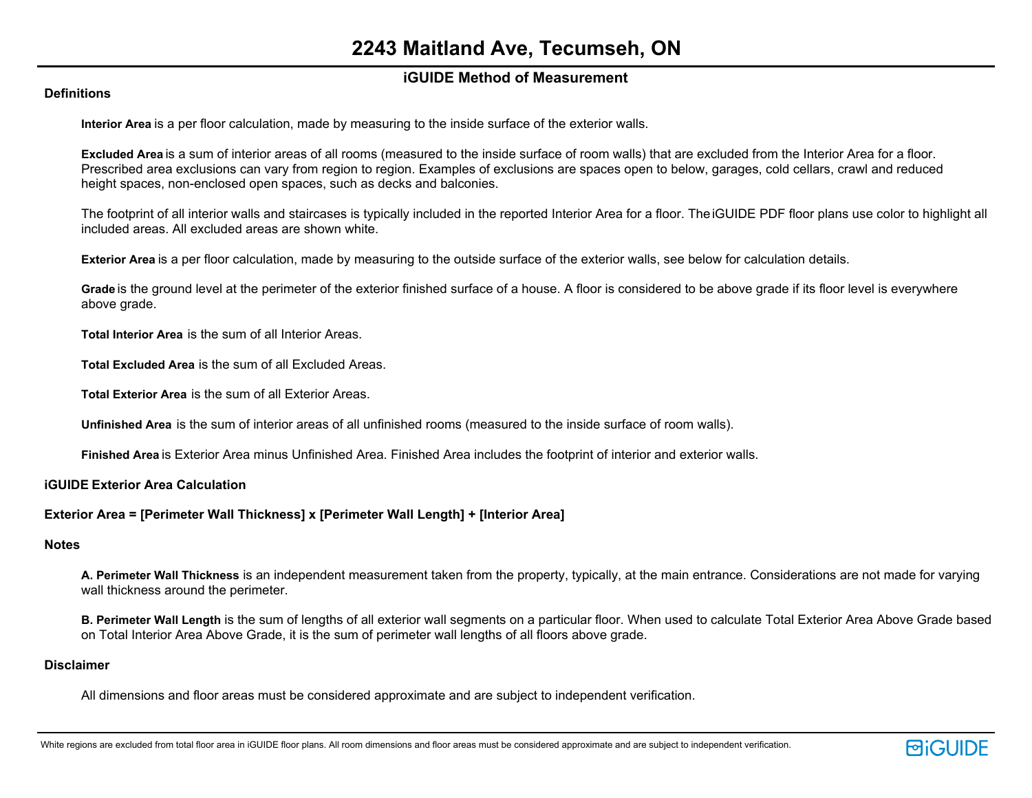# 2243 Maitland Ave, Tecumseh, ON

## iGUIDE Method of Measurement

### Definitions

**Interior Area** is a per floor calculation, made by measuring to the inside surface of the exterior walls.

**Excluded Area** is a sum of interior areas of all rooms (measured to the inside surface of room walls) that are excluded from the Interior Area for a floor. Prescribed area exclusions can vary from region to region. Examples of exclusions are spaces open to below, garages, cold cellars, crawl and reduced height spaces, non-enclosed open spaces, such as decks and balconies.

The footprint of all interior walls and staircases is typically included in the reported Interior Area for a floor. The iGUIDE PDF floor plans use color to highlight all included areas. All excluded areas are shown white.

**Exterior Area** is a per floor calculation, made by measuring to the outside surface of the exterior walls, see below for calculation details.

**Grade** is the ground level at the perimeter of the exterior finished surface of a house. A floor is considered to be above grade if its floor level is everywhere above grade.

**Total Interior Area** is the sum of all Interior Areas.

**Total Excluded Area** is the sum of all Excluded Areas.

**Total Exterior Area** is the sum of all Exterior Areas.

**Unfinished Area** is the sum of interior areas of all unfinished rooms (measured to the inside surface of room walls).

**Finished Area** is Exterior Area minus Unfinished Area. Finished Area includes the footprint of interior and exterior walls.

### iGUIDE Exterior Area Calculation

**Exterior Area = [Perimeter Wall Thickness] x [Perimeter Wall Length] + [Interior Area]**

### Notes

**A. Perimeter Wall Thickness** is an independent measurement taken from the property, typically, at the main entrance. Considerations are not made for varying wall thickness around the perimeter.

**B. Perimeter Wall Length** is the sum of lengths of all exterior wall segments on a particular floor. When used to calculate Total Exterior Area Above Grade based on Total Interior Area Above Grade, it is the sum of perimeter wall lengths of all floors above grade.

### Disclaimer

All dimensions and floor areas must be considered approximate and are subject to independent verification.

White regions are excluded from total floor area in iGUIDE floor plans. All room dimensions and floor areas must be considered approximate and are subject to independent verification.